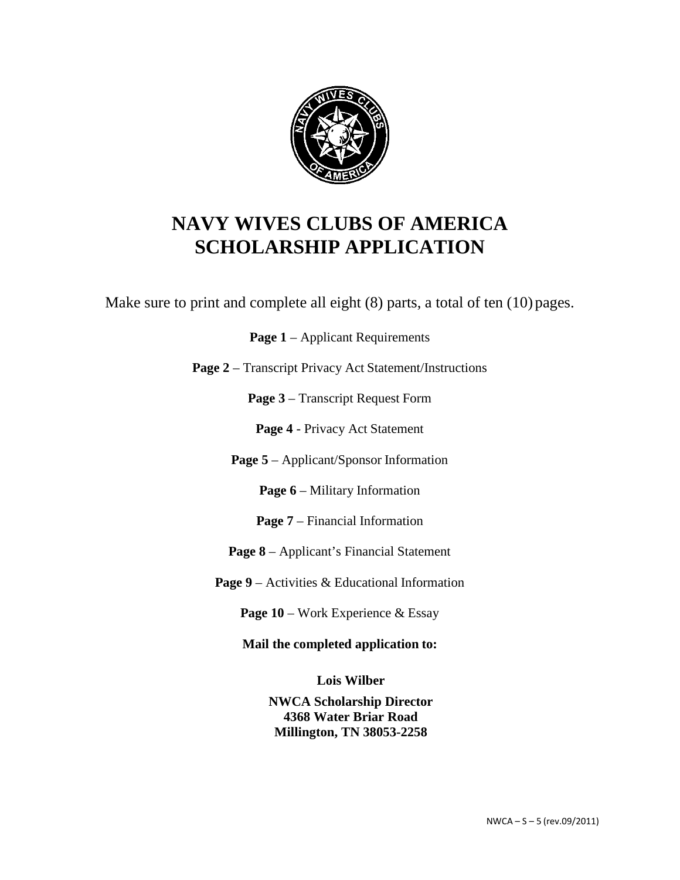# NAVY WIVES CLUBS OF AMERICA SCHOLARSHIP APPLICATION

Make sure to print and complete all eight (8) parts, a total of ten (10) pages.

**Page 1** – Applicant Requirements

**Page 2** – Transcript Privacy Act Statement/Instructions

**Page 3** – Transcript Request Form

**Page 4** - Privacy Act Statement

**Page 5** – Applicant/Sponsor Information

**Page 6** – Military Information

**Page 7** – Financial Information

**Page 8** – Applicant's Financial Statement

**Page 9** – Activities & Educational Information

**Page 10** – Work Experience & Essay

**Mail the completed application to:**

**Lois Wilber**

**NWCA Scholarship Director**
**4368 Water Briar Road**
**Millington, TN 38053-2258**

NWCA – S – 5 (rev.09/2011)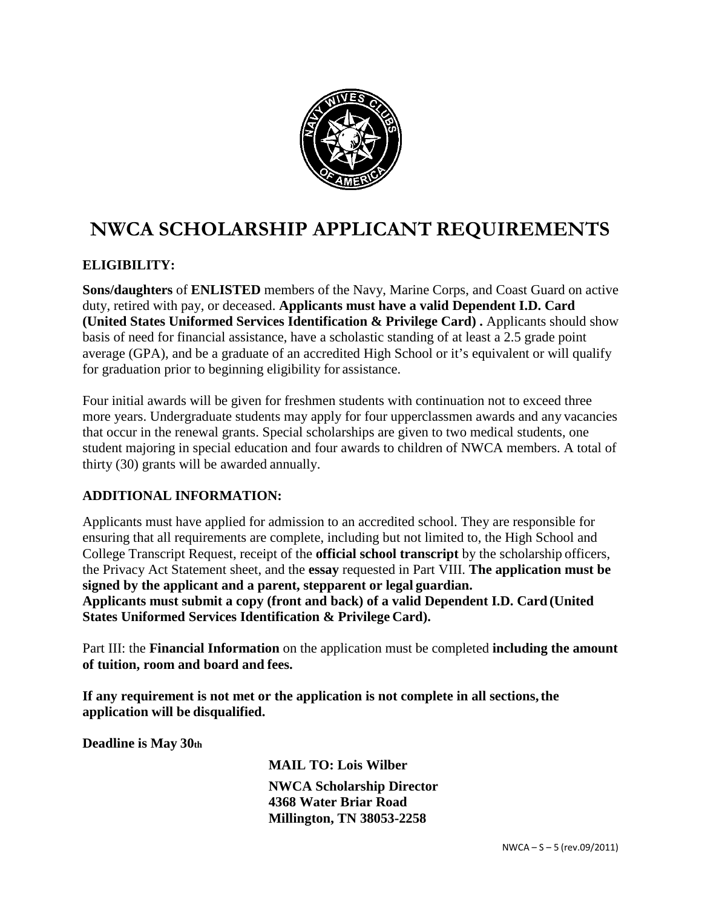# NWCA SCHOLARSHIP APPLICANT REQUIREMENTS

## ELIGIBILITY:

**Sons/daughters** of **ENLISTED** members of the Navy, Marine Corps, and Coast Guard on active duty, retired with pay, or deceased. **Applicants must have a valid Dependent I.D. Card (United States Uniformed Services Identification & Privilege Card) .** Applicants should show basis of need for financial assistance, have a scholastic standing of at least a 2.5 grade point average (GPA), and be a graduate of an accredited High School or it's equivalent or will qualify for graduation prior to beginning eligibility for assistance.

Four initial awards will be given for freshmen students with continuation not to exceed three more years. Undergraduate students may apply for four upperclassmen awards and any vacancies that occur in the renewal grants. Special scholarships are given to two medical students, one student majoring in special education and four awards to children of NWCA members. A total of thirty (30) grants will be awarded annually.

## ADDITIONAL INFORMATION:

Applicants must have applied for admission to an accredited school. They are responsible for ensuring that all requirements are complete, including but not limited to, the High School and College Transcript Request, receipt of the **official school transcript** by the scholarship officers, the Privacy Act Statement sheet, and the **essay** requested in Part VIII. **The application must be signed by the applicant and a parent, stepparent or legal guardian.**
**Applicants must submit a copy (front and back) of a valid Dependent I.D. Card (United States Uniformed Services Identification & Privilege Card).**

Part III: the **Financial Information** on the application must be completed **including the amount of tuition, room and board and fees.**

**If any requirement is not met or the application is not complete in all sections, the application will be disqualified.**

**Deadline is May 30th**

**MAIL TO: Lois Wilber**

**NWCA Scholarship Director**
**4368 Water Briar Road**
**Millington, TN 38053-2258**

NWCA – S – 5 (rev.09/2011)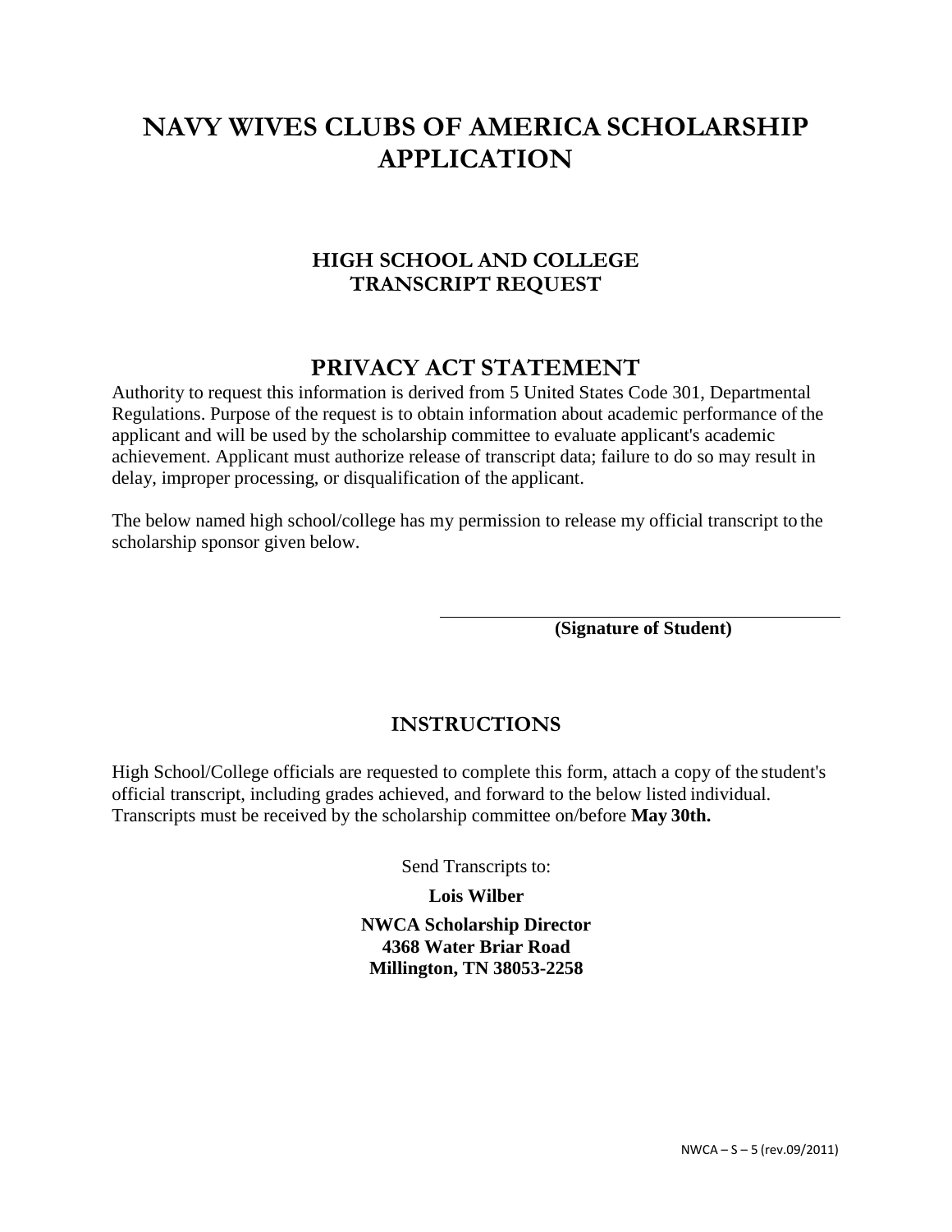# NAVY WIVES CLUBS OF AMERICA SCHOLARSHIP APPLICATION

## HIGH SCHOOL AND COLLEGE TRANSCRIPT REQUEST

## PRIVACY ACT STATEMENT

Authority to request this information is derived from 5 United States Code 301, Departmental Regulations. Purpose of the request is to obtain information about academic performance of the applicant and will be used by the scholarship committee to evaluate applicant's academic achievement. Applicant must authorize release of transcript data; failure to do so may result in delay, improper processing, or disqualification of the applicant.

The below named high school/college has my permission to release my official transcript to the scholarship sponsor given below.

\_\_\_\_\_\_\_\_\_\_\_\_\_\_\_\_\_\_\_\_\_\_\_\_\_\_\_\_\_\_\_\_\_\_\_\_\_\_\_\_

**(Signature of Student)**

## INSTRUCTIONS

High School/College officials are requested to complete this form, attach a copy of the student's official transcript, including grades achieved, and forward to the below listed individual. Transcripts must be received by the scholarship committee on/before **May 30th.**

Send Transcripts to:

**Lois Wilber**

**NWCA Scholarship Director**
**4368 Water Briar Road**
**Millington, TN 38053-2258**

NWCA – S – 5 (rev.09/2011)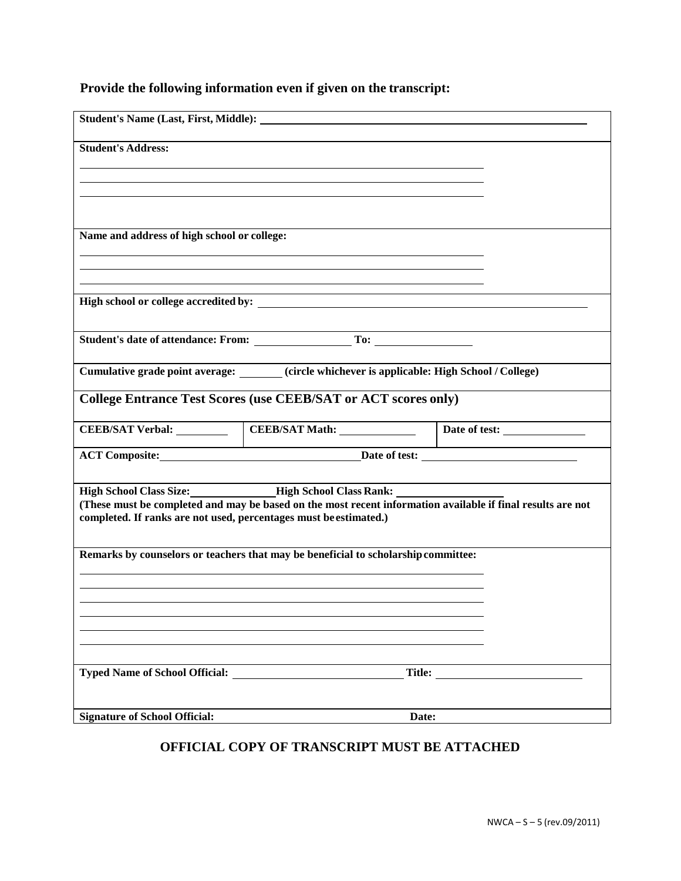**Provide the following information even if given on the transcript:**

**Student's Name (Last, First, Middle):** ______________________________

**Student's Address:**

______________________________

______________________________

______________________________

**Name and address of high school or college:**

______________________________

______________________________

______________________________

**High school or college accredited by:** ______________________________

**Student's date of attendance: From:** ______________ **To:** ______________

**Cumulative grade point average:** ________ **(circle whichever is applicable: High School / College)**

## College Entrance Test Scores (use CEEB/SAT or ACT scores only)

| **CEEB/SAT Verbal:** ________ | **CEEB/SAT Math:** ____________ | **Date of test:** ____________ |
|---|---|---|

**ACT Composite:** ______________________ **Date of test:** ______________________

**High School Class Size:** ______________ **High School Class Rank:** ______________

**(These must be completed and may be based on the most recent information available if final results are not completed. If ranks are not used, percentages must be estimated.)**

**Remarks by counselors or teachers that may be beneficial to scholarship committee:**

______________________________

______________________________

______________________________

______________________________

______________________________

______________________________

**Typed Name of School Official:** ______________________ **Title:** ______________________

**Signature of School Official:** ______________________ **Date:** ______________

## OFFICIAL COPY OF TRANSCRIPT MUST BE ATTACHED

NWCA – S – 5 (rev.09/2011)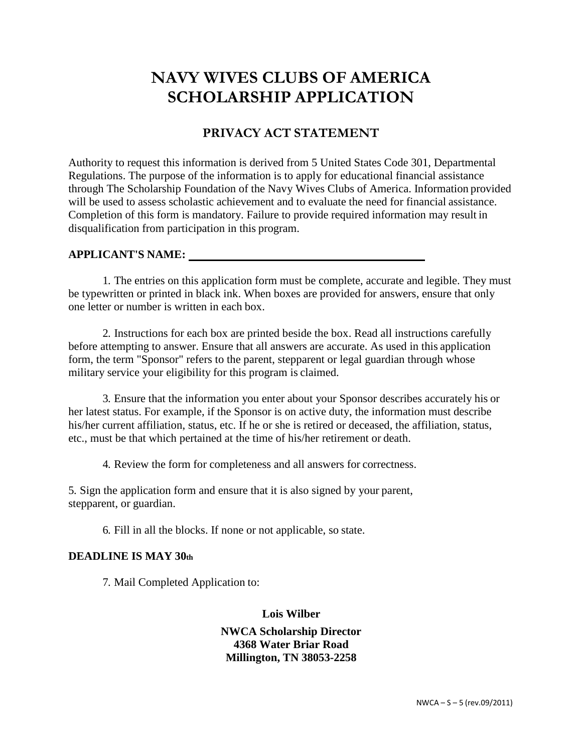# NAVY WIVES CLUBS OF AMERICA
# SCHOLARSHIP APPLICATION

## PRIVACY ACT STATEMENT

Authority to request this information is derived from 5 United States Code 301, Departmental Regulations. The purpose of the information is to apply for educational financial assistance through The Scholarship Foundation of the Navy Wives Clubs of America. Information provided will be used to assess scholastic achievement and to evaluate the need for financial assistance. Completion of this form is mandatory. Failure to provide required information may result in disqualification from participation in this program.

**APPLICANT'S NAME:** ___________________________________________

1. The entries on this application form must be complete, accurate and legible. They must be typewritten or printed in black ink. When boxes are provided for answers, ensure that only one letter or number is written in each box.

2. Instructions for each box are printed beside the box. Read all instructions carefully before attempting to answer. Ensure that all answers are accurate. As used in this application form, the term "Sponsor" refers to the parent, stepparent or legal guardian through whose military service your eligibility for this program is claimed.

3. Ensure that the information you enter about your Sponsor describes accurately his or her latest status. For example, if the Sponsor is on active duty, the information must describe his/her current affiliation, status, etc. If he or she is retired or deceased, the affiliation, status, etc., must be that which pertained at the time of his/her retirement or death.

4. Review the form for completeness and all answers for correctness.

5. Sign the application form and ensure that it is also signed by your parent, stepparent, or guardian.

6. Fill in all the blocks. If none or not applicable, so state.

**DEADLINE IS MAY 30th**

7. Mail Completed Application to:

**Lois Wilber**

**NWCA Scholarship Director**
**4368 Water Briar Road**
**Millington, TN 38053-2258**

NWCA – S – 5 (rev.09/2011)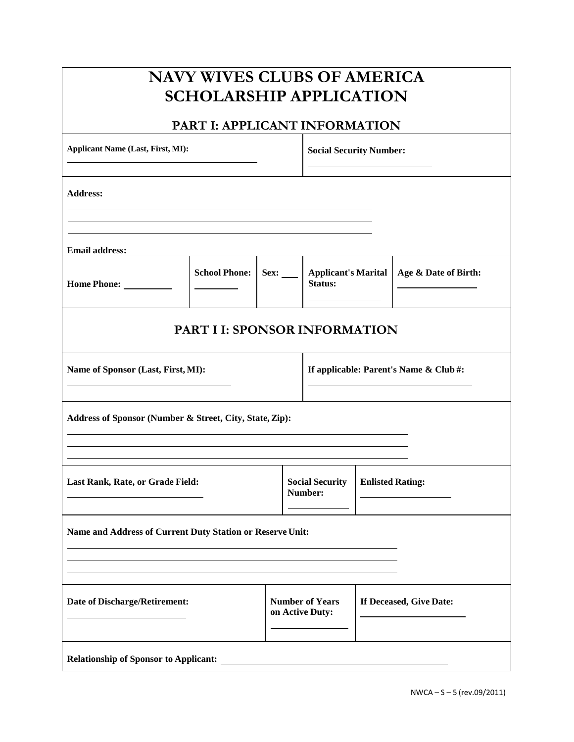# NAVY WIVES CLUBS OF AMERICA
# SCHOLARSHIP APPLICATION

## PART I: APPLICANT INFORMATION

| Applicant Name (Last, First, MI): | Social Security Number: |
|---|---|
| | |

**Address:**

**Email address:**

| Home Phone: | School Phone: | Sex: | Applicant's Marital Status: | Age & Date of Birth: |
|---|---|---|---|---|
| | | | | |

## PART I I: SPONSOR INFORMATION

| Name of Sponsor (Last, First, MI): | If applicable: Parent's Name & Club #: |
|---|---|
| | |

**Address of Sponsor (Number & Street, City, State, Zip):**

| Last Rank, Rate, or Grade Field: | Social Security Number: | Enlisted Rating: |
|---|---|---|
| | | |

**Name and Address of Current Duty Station or Reserve Unit:**

| Date of Discharge/Retirement: | Number of Years on Active Duty: | If Deceased, Give Date: |
|---|---|---|
| | | |

**Relationship of Sponsor to Applicant:**

NWCA – S – 5 (rev.09/2011)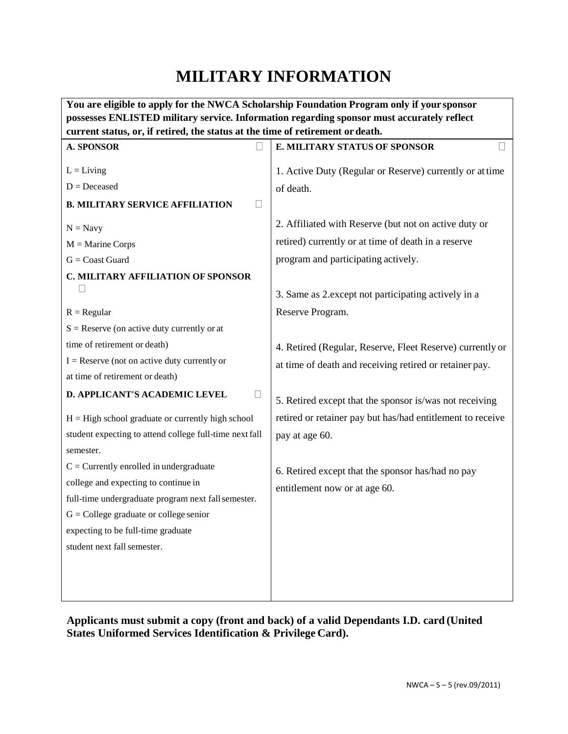# MILITARY INFORMATION

**You are eligible to apply for the NWCA Scholarship Foundation Program only if your sponsor possesses ENLISTED military service. Information regarding sponsor must accurately reflect current status, or, if retired, the status at the time of retirement or death.**

**A. SPONSOR** ☐

L = Living
D = Deceased

**B. MILITARY SERVICE AFFILIATION** ☐

N = Navy
M = Marine Corps
G = Coast Guard

**C. MILITARY AFFILIATION OF SPONSOR** ☐

R = Regular
S = Reserve (on active duty currently or at time of retirement or death)
I = Reserve (not on active duty currently or at time of retirement or death)

**D. APPLICANT'S ACADEMIC LEVEL** ☐

H = High school graduate or currently high school student expecting to attend college full-time next fall semester.
C = Currently enrolled in undergraduate college and expecting to continue in full-time undergraduate program next fall semester.
G = College graduate or college senior expecting to be full-time graduate student next fall semester.

**E. MILITARY STATUS OF SPONSOR** ☐

1. Active Duty (Regular or Reserve) currently or at time of death.

2. Affiliated with Reserve (but not on active duty or retired) currently or at time of death in a reserve program and participating actively.

3. Same as 2.except not participating actively in a Reserve Program.

4. Retired (Regular, Reserve, Fleet Reserve) currently or at time of death and receiving retired or retainer pay.

5. Retired except that the sponsor is/was not receiving retired or retainer pay but has/had entitlement to receive pay at age 60.

6. Retired except that the sponsor has/had no pay entitlement now or at age 60.

**Applicants must submit a copy (front and back) of a valid Dependants I.D. card (United States Uniformed Services Identification & Privilege Card).**

NWCA – S – 5 (rev.09/2011)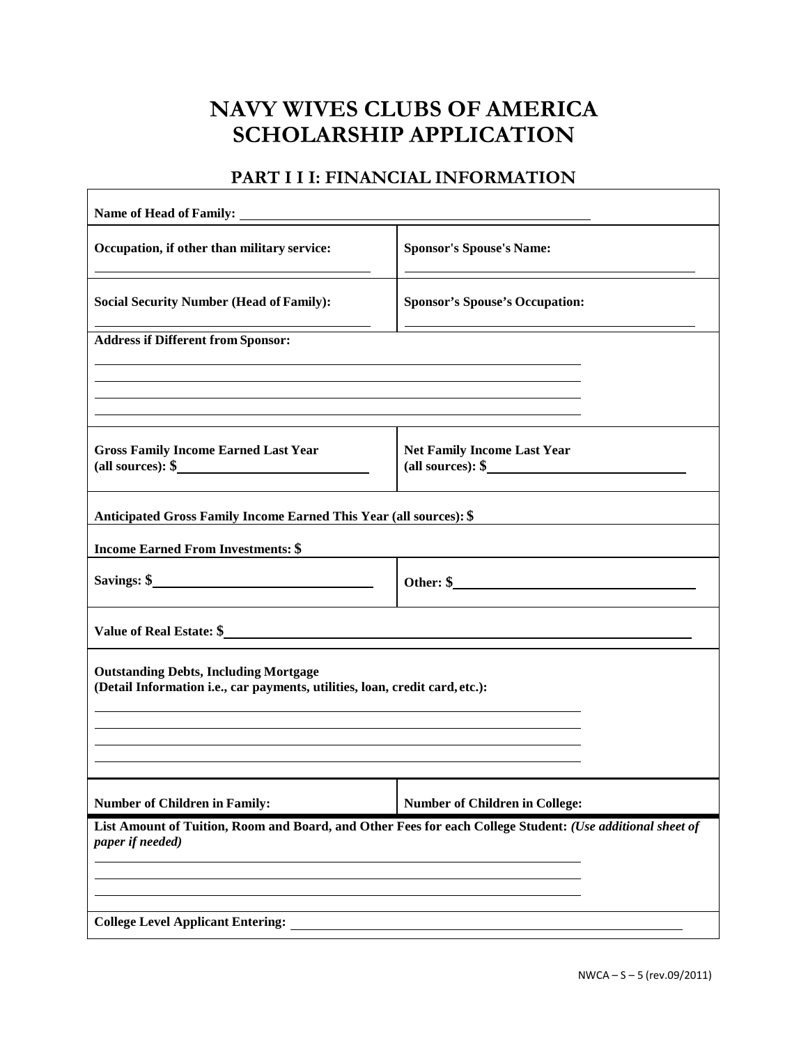# NAVY WIVES CLUBS OF AMERICA SCHOLARSHIP APPLICATION

## PART I I I: FINANCIAL INFORMATION

**Name of Head of Family:** ______________________________

| | |
|---|---|
| **Occupation, if other than military service:** ______________________________ | **Sponsor's Spouse's Name:** ______________________________ |
| **Social Security Number (Head of Family):** ______________________________ | **Sponsor's Spouse's Occupation:** ______________________________ |

**Address if Different from Sponsor:**

______________________________

______________________________

______________________________

______________________________

| | |
|---|---|
| **Gross Family Income Earned Last Year (all sources): $** ______________________________ | **Net Family Income Last Year (all sources): $** ______________________________ |

**Anticipated Gross Family Income Earned This Year (all sources): $** ______________________________

**Income Earned From Investments: $** ______________________________

| | |
|---|---|
| **Savings: $** ______________________________ | **Other: $** ______________________________ |

**Value of Real Estate: $** ______________________________

**Outstanding Debts, Including Mortgage**
**(Detail Information i.e., car payments, utilities, loan, credit card, etc.):**

______________________________

______________________________

______________________________

______________________________

| | |
|---|---|
| **Number of Children in Family:** | **Number of Children in College:** |

**List Amount of Tuition, Room and Board, and Other Fees for each College Student:** ***(Use additional sheet of paper if needed)***

______________________________

______________________________

______________________________

**College Level Applicant Entering:** ______________________________

NWCA – S – 5 (rev.09/2011)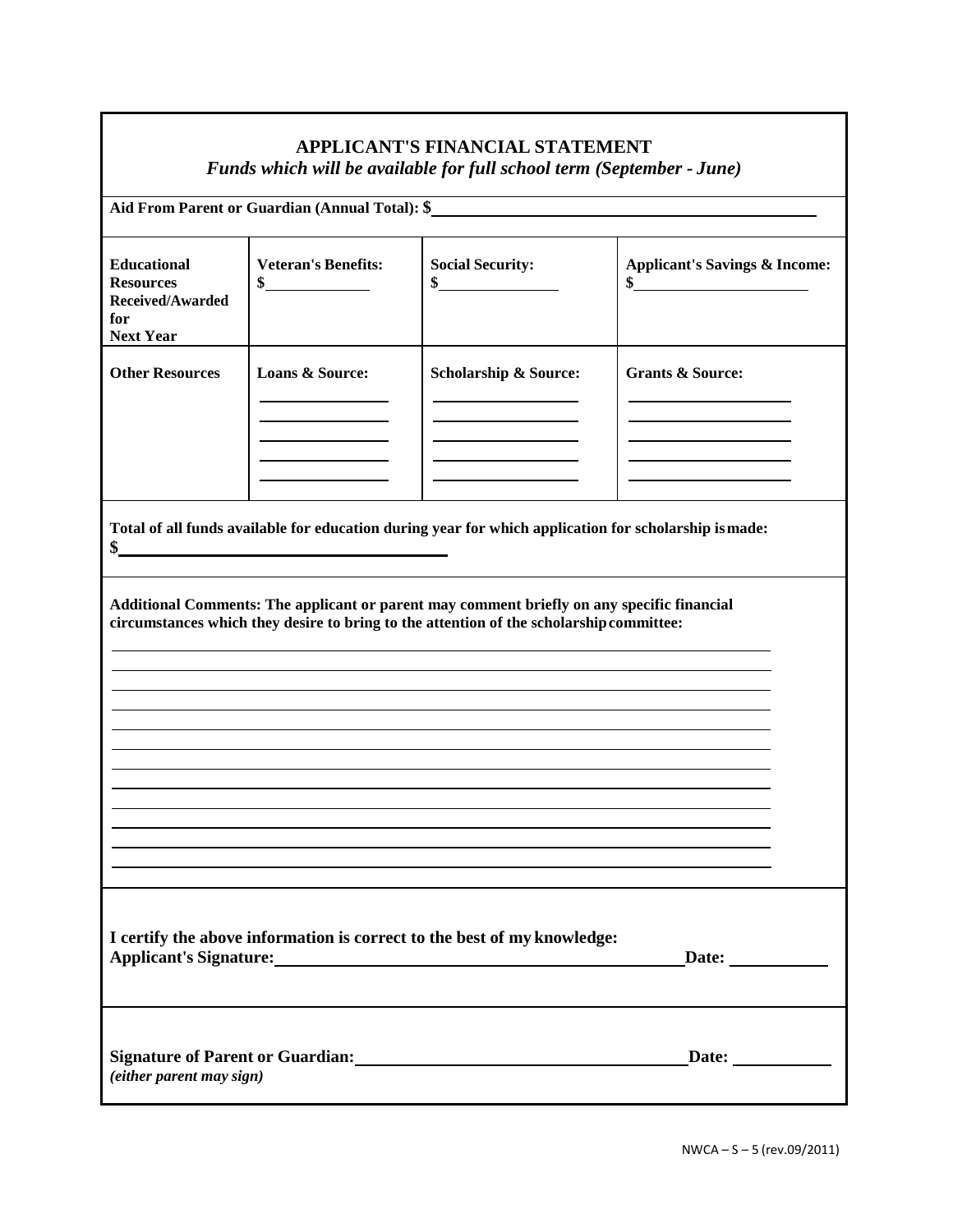## APPLICANT'S FINANCIAL STATEMENT

***Funds which will be available for full school term (September - June)***

**Aid From Parent or Guardian (Annual Total): $**\_\_\_\_\_\_\_\_\_\_\_\_\_\_\_\_\_\_\_\_\_\_\_\_\_\_\_\_\_\_

| **Educational Resources Received/Awarded for Next Year** | **Veteran's Benefits:** $\_\_\_\_\_\_\_\_ | **Social Security:** $\_\_\_\_\_\_\_\_ | **Applicant's Savings & Income:** $\_\_\_\_\_\_\_\_ |
|---|---|---|---|
| **Other Resources** | **Loans & Source:** | **Scholarship & Source:** | **Grants & Source:** |

**Total of all funds available for education during year for which application for scholarship is made:**

**$**\_\_\_\_\_\_\_\_\_\_\_\_\_\_\_\_\_\_\_\_\_\_\_\_\_\_\_\_

**Additional Comments: The applicant or parent may comment briefly on any specific financial circumstances which they desire to bring to the attention of the scholarship committee:**

\_\_\_\_\_\_\_\_\_\_\_\_\_\_\_\_\_\_\_\_\_\_\_\_\_\_\_\_\_\_\_\_\_\_\_\_\_\_\_\_\_\_\_\_\_\_\_\_\_\_\_\_\_\_\_\_\_\_\_\_

\_\_\_\_\_\_\_\_\_\_\_\_\_\_\_\_\_\_\_\_\_\_\_\_\_\_\_\_\_\_\_\_\_\_\_\_\_\_\_\_\_\_\_\_\_\_\_\_\_\_\_\_\_\_\_\_\_\_\_\_

\_\_\_\_\_\_\_\_\_\_\_\_\_\_\_\_\_\_\_\_\_\_\_\_\_\_\_\_\_\_\_\_\_\_\_\_\_\_\_\_\_\_\_\_\_\_\_\_\_\_\_\_\_\_\_\_\_\_\_\_

\_\_\_\_\_\_\_\_\_\_\_\_\_\_\_\_\_\_\_\_\_\_\_\_\_\_\_\_\_\_\_\_\_\_\_\_\_\_\_\_\_\_\_\_\_\_\_\_\_\_\_\_\_\_\_\_\_\_\_\_

**I certify the above information is correct to the best of my knowledge:**

**Applicant's Signature:**\_\_\_\_\_\_\_\_\_\_\_\_\_\_\_\_\_\_\_\_\_\_\_\_\_\_\_\_\_\_ **Date:** \_\_\_\_\_\_\_\_\_\_

**Signature of Parent or Guardian:**\_\_\_\_\_\_\_\_\_\_\_\_\_\_\_\_\_\_\_\_\_\_\_\_\_\_\_\_\_\_ **Date:** \_\_\_\_\_\_\_\_\_\_

***(either parent may sign)***

NWCA – S – 5 (rev.09/2011)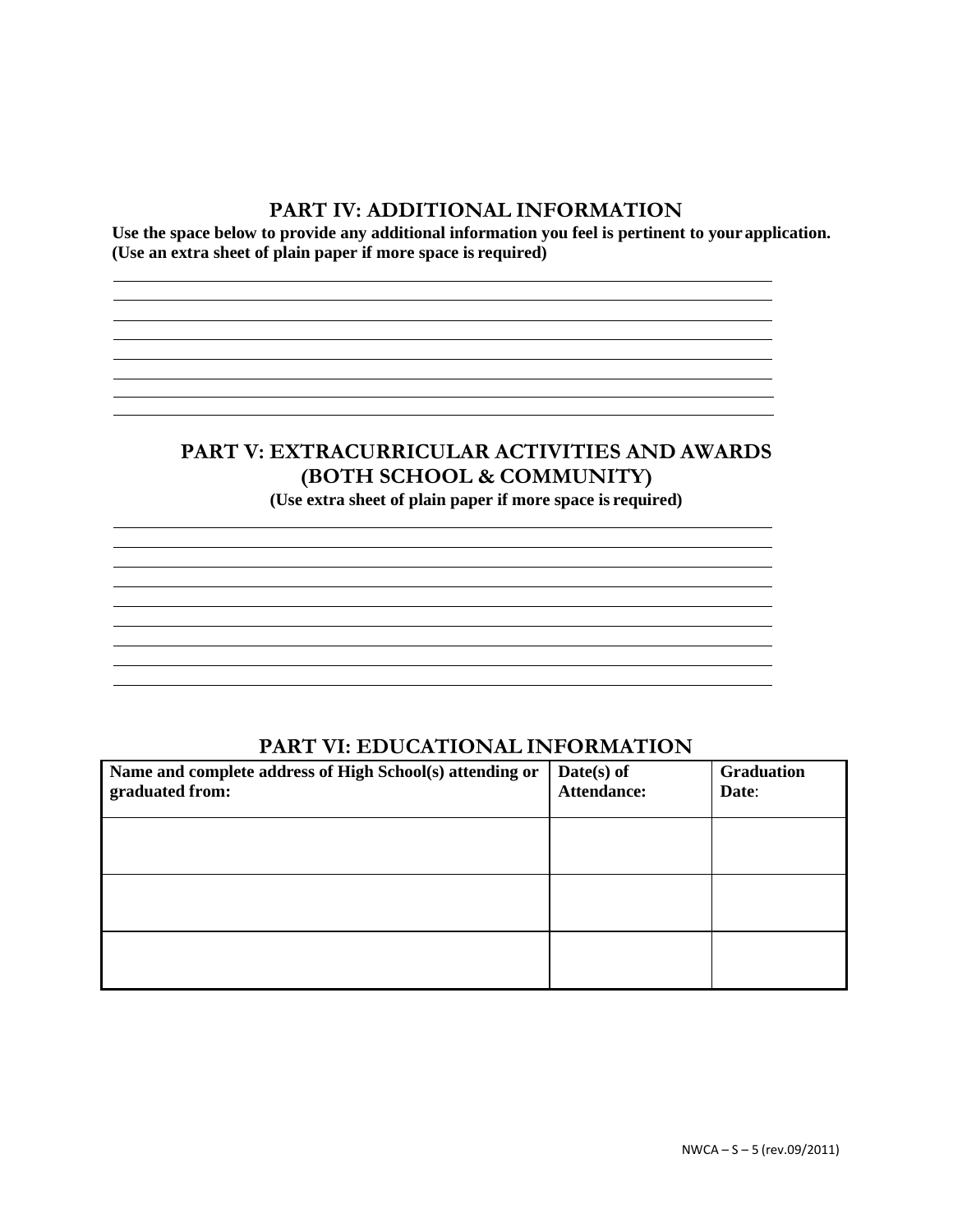## PART IV: ADDITIONAL INFORMATION

**Use the space below to provide any additional information you feel is pertinent to your application. (Use an extra sheet of plain paper if more space is required)**

## PART V: EXTRACURRICULAR ACTIVITIES AND AWARDS (BOTH SCHOOL & COMMUNITY)

**(Use extra sheet of plain paper if more space is required)**

## PART VI: EDUCATIONAL INFORMATION

| Name and complete address of High School(s) attending or graduated from: | Date(s) of Attendance: | Graduation Date: |
|---|---|---|
| | | |
| | | |
| | | |

NWCA – S – 5 (rev.09/2011)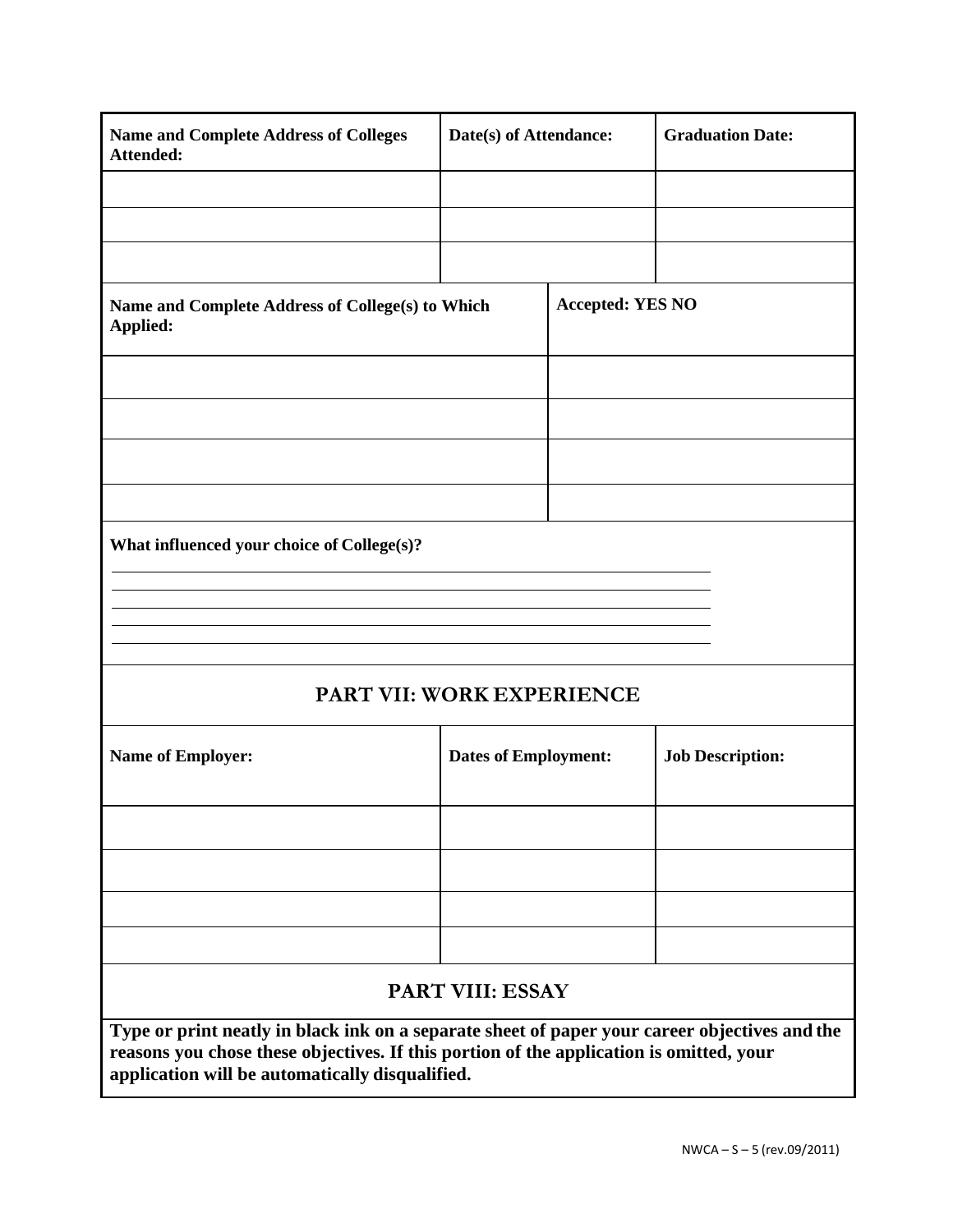| Name and Complete Address of Colleges Attended: | Date(s) of Attendance: | Graduation Date: |
|---|---|---|
| | | |
| | | |
| | | |

| Name and Complete Address of College(s) to Which Applied: | Accepted: YES NO |
|---|---|
| | |
| | |
| | |
| | |

**What influenced your choice of College(s)?**

______________________________________________________________

______________________________________________________________

______________________________________________________________

______________________________________________________________

______________________________________________________________

## PART VII: WORK EXPERIENCE

| Name of Employer: | Dates of Employment: | Job Description: |
|---|---|---|
| | | |
| | | |
| | | |
| | | |

## PART VIII: ESSAY

**Type or print neatly in black ink on a separate sheet of paper your career objectives and the reasons you chose these objectives. If this portion of the application is omitted, your application will be automatically disqualified.**

NWCA – S – 5 (rev.09/2011)